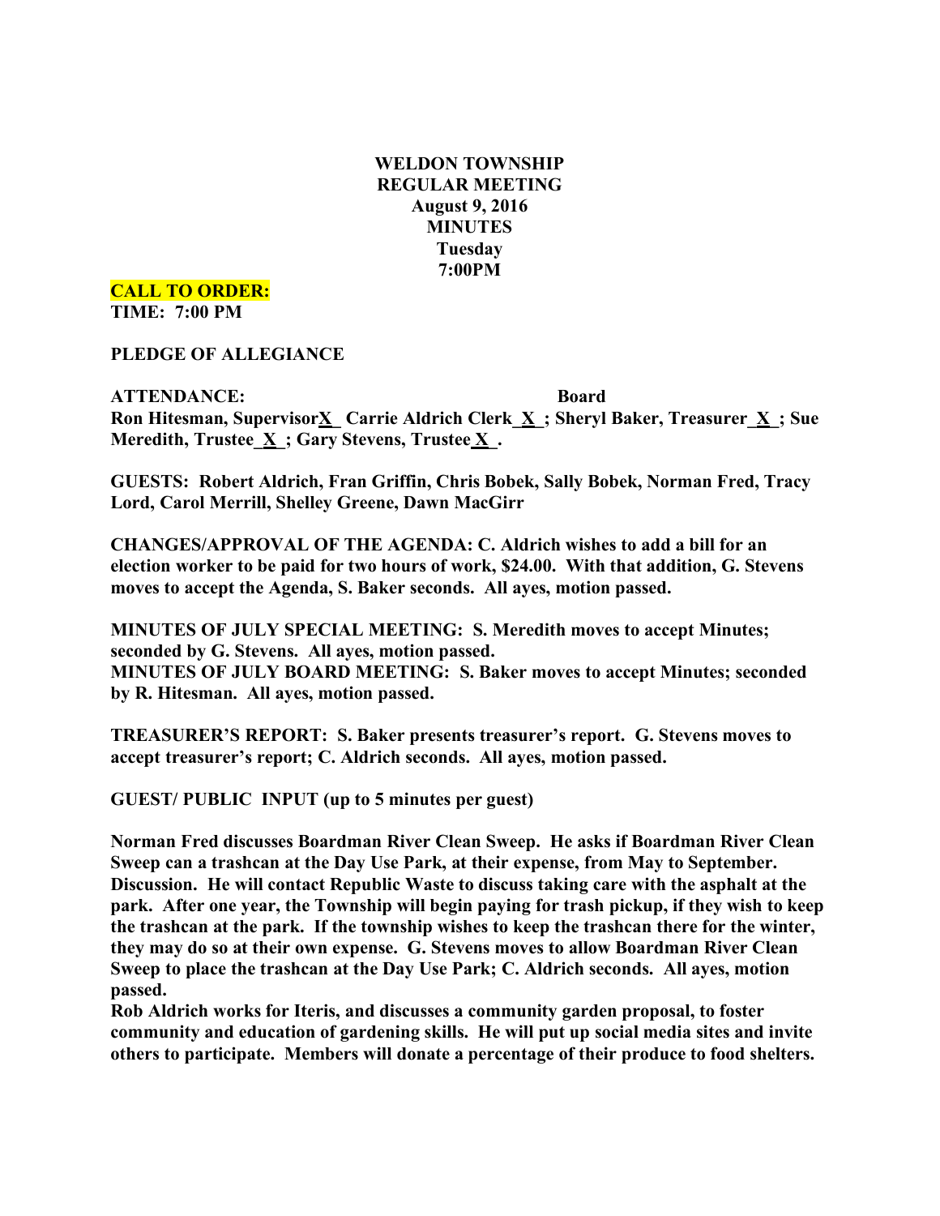**WELDON TOWNSHIP**
**REGULAR MEETING**
**August 9, 2016**
**MINUTES**
**Tuesday**
**7:00PM**

**CALL TO ORDER:**
**TIME: 7:00 PM**

**PLEDGE OF ALLEGIANCE**

**ATTENDANCE: Board**
**Ron Hitesman, Supervisor_X_ Carrie Aldrich Clerk_X_; Sheryl Baker, Treasurer_X_; Sue Meredith, Trustee_X_; Gary Stevens, Trustee_X_.**

**GUESTS: Robert Aldrich, Fran Griffin, Chris Bobek, Sally Bobek, Norman Fred, Tracy Lord, Carol Merrill, Shelley Greene, Dawn MacGirr**

**CHANGES/APPROVAL OF THE AGENDA: C. Aldrich wishes to add a bill for an election worker to be paid for two hours of work, $24.00. With that addition, G. Stevens moves to accept the Agenda, S. Baker seconds. All ayes, motion passed.**

**MINUTES OF JULY SPECIAL MEETING: S. Meredith moves to accept Minutes; seconded by G. Stevens. All ayes, motion passed.**
**MINUTES OF JULY BOARD MEETING: S. Baker moves to accept Minutes; seconded by R. Hitesman. All ayes, motion passed.**

**TREASURER'S REPORT: S. Baker presents treasurer's report. G. Stevens moves to accept treasurer's report; C. Aldrich seconds. All ayes, motion passed.**

**GUEST/ PUBLIC INPUT (up to 5 minutes per guest)**

**Norman Fred discusses Boardman River Clean Sweep. He asks if Boardman River Clean Sweep can a trashcan at the Day Use Park, at their expense, from May to September. Discussion. He will contact Republic Waste to discuss taking care with the asphalt at the park. After one year, the Township will begin paying for trash pickup, if they wish to keep the trashcan at the park. If the township wishes to keep the trashcan there for the winter, they may do so at their own expense. G. Stevens moves to allow Boardman River Clean Sweep to place the trashcan at the Day Use Park; C. Aldrich seconds. All ayes, motion passed.**
**Rob Aldrich works for Iteris, and discusses a community garden proposal, to foster community and education of gardening skills. He will put up social media sites and invite others to participate. Members will donate a percentage of their produce to food shelters.**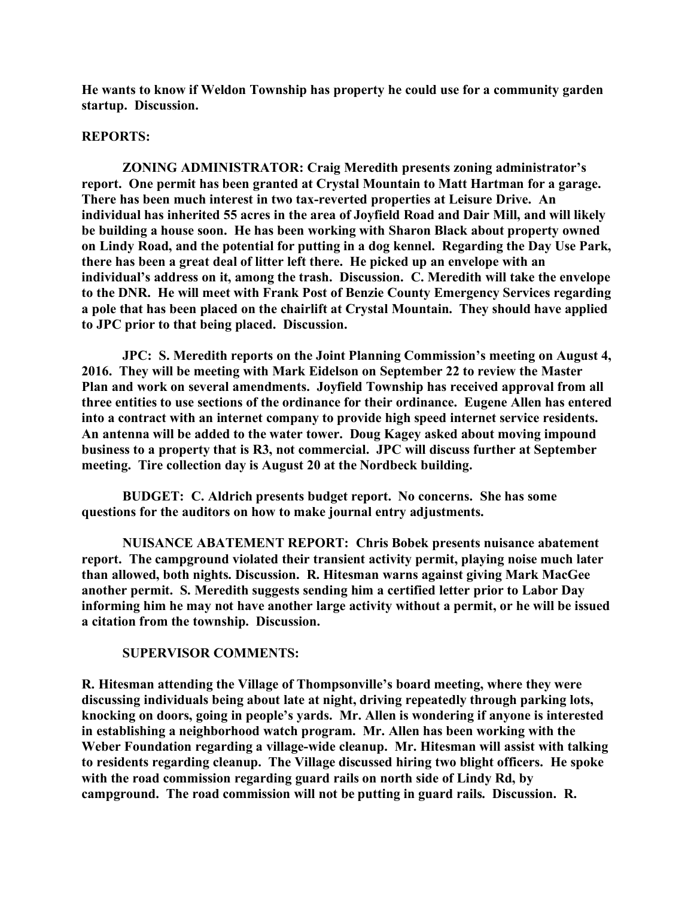**He wants to know if Weldon Township has property he could use for a community garden startup. Discussion.**

**REPORTS:**

**ZONING ADMINISTRATOR: Craig Meredith presents zoning administrator's report. One permit has been granted at Crystal Mountain to Matt Hartman for a garage. There has been much interest in two tax-reverted properties at Leisure Drive. An individual has inherited 55 acres in the area of Joyfield Road and Dair Mill, and will likely be building a house soon. He has been working with Sharon Black about property owned on Lindy Road, and the potential for putting in a dog kennel. Regarding the Day Use Park, there has been a great deal of litter left there. He picked up an envelope with an individual's address on it, among the trash. Discussion. C. Meredith will take the envelope to the DNR. He will meet with Frank Post of Benzie County Emergency Services regarding a pole that has been placed on the chairlift at Crystal Mountain. They should have applied to JPC prior to that being placed. Discussion.**

**JPC: S. Meredith reports on the Joint Planning Commission's meeting on August 4, 2016. They will be meeting with Mark Eidelson on September 22 to review the Master Plan and work on several amendments. Joyfield Township has received approval from all three entities to use sections of the ordinance for their ordinance. Eugene Allen has entered into a contract with an internet company to provide high speed internet service residents. An antenna will be added to the water tower. Doug Kagey asked about moving impound business to a property that is R3, not commercial. JPC will discuss further at September meeting. Tire collection day is August 20 at the Nordbeck building.**

**BUDGET: C. Aldrich presents budget report. No concerns. She has some questions for the auditors on how to make journal entry adjustments.**

**NUISANCE ABATEMENT REPORT: Chris Bobek presents nuisance abatement report. The campground violated their transient activity permit, playing noise much later than allowed, both nights. Discussion. R. Hitesman warns against giving Mark MacGee another permit. S. Meredith suggests sending him a certified letter prior to Labor Day informing him he may not have another large activity without a permit, or he will be issued a citation from the township. Discussion.**

**SUPERVISOR COMMENTS:**

**R. Hitesman attending the Village of Thompsonville's board meeting, where they were discussing individuals being about late at night, driving repeatedly through parking lots, knocking on doors, going in people's yards. Mr. Allen is wondering if anyone is interested in establishing a neighborhood watch program. Mr. Allen has been working with the Weber Foundation regarding a village-wide cleanup. Mr. Hitesman will assist with talking to residents regarding cleanup. The Village discussed hiring two blight officers. He spoke with the road commission regarding guard rails on north side of Lindy Rd, by campground. The road commission will not be putting in guard rails. Discussion. R.**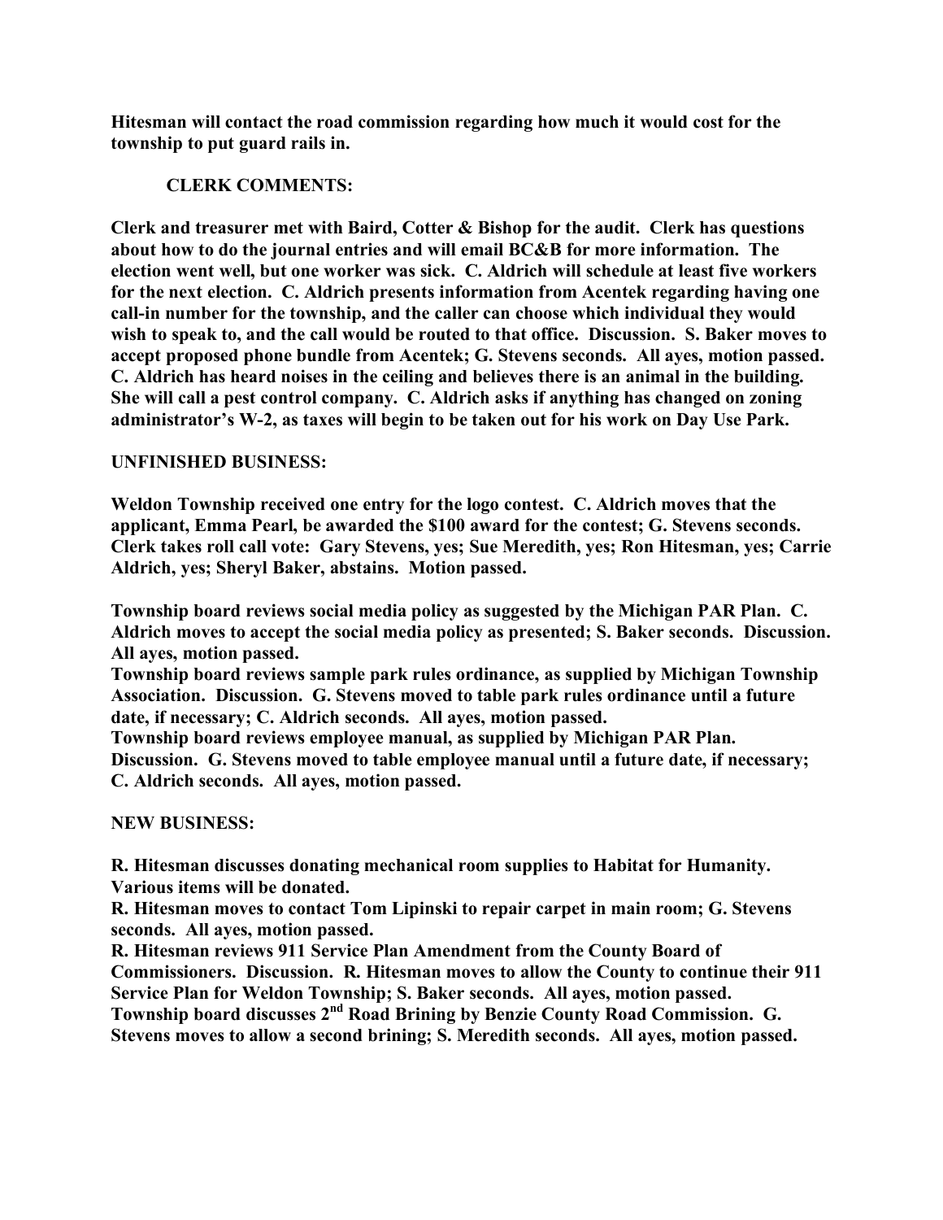**Hitesman will contact the road commission regarding how much it would cost for the township to put guard rails in.**

**CLERK COMMENTS:**

**Clerk and treasurer met with Baird, Cotter & Bishop for the audit. Clerk has questions about how to do the journal entries and will email BC&B for more information. The election went well, but one worker was sick. C. Aldrich will schedule at least five workers for the next election. C. Aldrich presents information from Acentek regarding having one call-in number for the township, and the caller can choose which individual they would wish to speak to, and the call would be routed to that office. Discussion. S. Baker moves to accept proposed phone bundle from Acentek; G. Stevens seconds. All ayes, motion passed. C. Aldrich has heard noises in the ceiling and believes there is an animal in the building. She will call a pest control company. C. Aldrich asks if anything has changed on zoning administrator's W-2, as taxes will begin to be taken out for his work on Day Use Park.**

**UNFINISHED BUSINESS:**

**Weldon Township received one entry for the logo contest. C. Aldrich moves that the applicant, Emma Pearl, be awarded the $100 award for the contest; G. Stevens seconds. Clerk takes roll call vote: Gary Stevens, yes; Sue Meredith, yes; Ron Hitesman, yes; Carrie Aldrich, yes; Sheryl Baker, abstains. Motion passed.**

**Township board reviews social media policy as suggested by the Michigan PAR Plan. C. Aldrich moves to accept the social media policy as presented; S. Baker seconds. Discussion. All ayes, motion passed.**

**Township board reviews sample park rules ordinance, as supplied by Michigan Township Association. Discussion. G. Stevens moved to table park rules ordinance until a future date, if necessary; C. Aldrich seconds. All ayes, motion passed.**

**Township board reviews employee manual, as supplied by Michigan PAR Plan. Discussion. G. Stevens moved to table employee manual until a future date, if necessary; C. Aldrich seconds. All ayes, motion passed.**

**NEW BUSINESS:**

**R. Hitesman discusses donating mechanical room supplies to Habitat for Humanity. Various items will be donated.**

**R. Hitesman moves to contact Tom Lipinski to repair carpet in main room; G. Stevens seconds. All ayes, motion passed.**

**R. Hitesman reviews 911 Service Plan Amendment from the County Board of Commissioners. Discussion. R. Hitesman moves to allow the County to continue their 911 Service Plan for Weldon Township; S. Baker seconds. All ayes, motion passed.**

**Township board discusses 2nd Road Brining by Benzie County Road Commission. G. Stevens moves to allow a second brining; S. Meredith seconds. All ayes, motion passed.**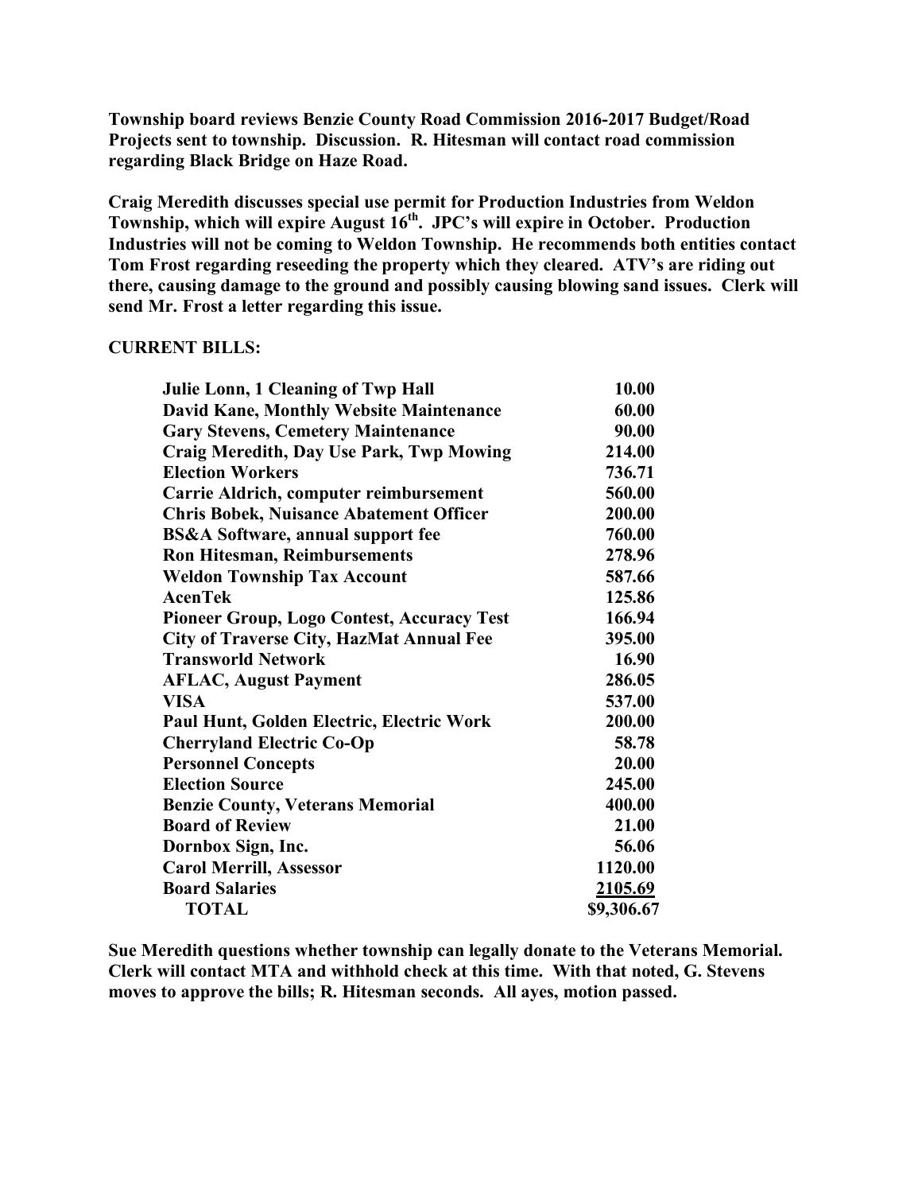**Township board reviews Benzie County Road Commission 2016-2017 Budget/Road Projects sent to township. Discussion. R. Hitesman will contact road commission regarding Black Bridge on Haze Road.**

**Craig Meredith discusses special use permit for Production Industries from Weldon Township, which will expire August 16th. JPC's will expire in October. Production Industries will not be coming to Weldon Township. He recommends both entities contact Tom Frost regarding reseeding the property which they cleared. ATV's are riding out there, causing damage to the ground and possibly causing blowing sand issues. Clerk will send Mr. Frost a letter regarding this issue.**

**CURRENT BILLS:**

| | |
|---|---|
| **Julie Lonn, 1 Cleaning of Twp Hall** | **10.00** |
| **David Kane, Monthly Website Maintenance** | **60.00** |
| **Gary Stevens, Cemetery Maintenance** | **90.00** |
| **Craig Meredith, Day Use Park, Twp Mowing** | **214.00** |
| **Election Workers** | **736.71** |
| **Carrie Aldrich, computer reimbursement** | **560.00** |
| **Chris Bobek, Nuisance Abatement Officer** | **200.00** |
| **BS&A Software, annual support fee** | **760.00** |
| **Ron Hitesman, Reimbursements** | **278.96** |
| **Weldon Township Tax Account** | **587.66** |
| **AcenTek** | **125.86** |
| **Pioneer Group, Logo Contest, Accuracy Test** | **166.94** |
| **City of Traverse City, HazMat Annual Fee** | **395.00** |
| **Transworld Network** | **16.90** |
| **AFLAC, August Payment** | **286.05** |
| **VISA** | **537.00** |
| **Paul Hunt, Golden Electric, Electric Work** | **200.00** |
| **Cherryland Electric Co-Op** | **58.78** |
| **Personnel Concepts** | **20.00** |
| **Election Source** | **245.00** |
| **Benzie County, Veterans Memorial** | **400.00** |
| **Board of Review** | **21.00** |
| **Dornbox Sign, Inc.** | **56.06** |
| **Carol Merrill, Assessor** | **1120.00** |
| **Board Salaries** | **2105.69** |
| **TOTAL** | **$9,306.67** |

**Sue Meredith questions whether township can legally donate to the Veterans Memorial. Clerk will contact MTA and withhold check at this time. With that noted, G. Stevens moves to approve the bills; R. Hitesman seconds. All ayes, motion passed.**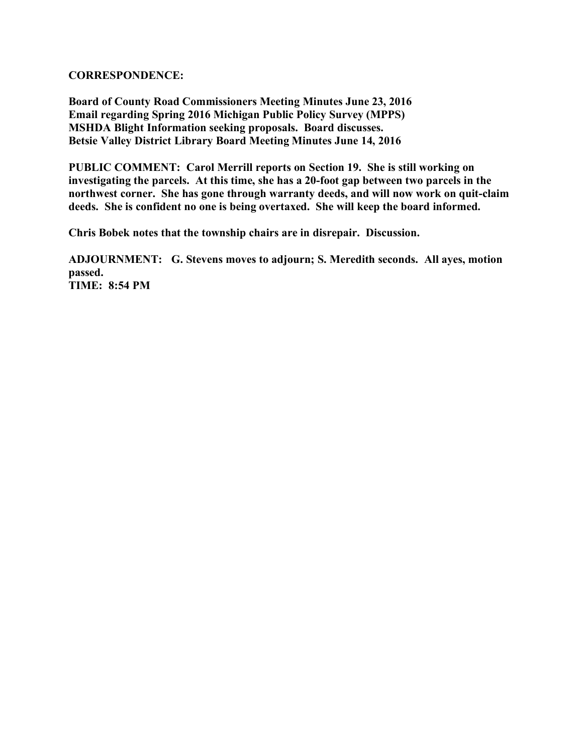**CORRESPONDENCE:**

**Board of County Road Commissioners Meeting Minutes June 23, 2016**
**Email regarding Spring 2016 Michigan Public Policy Survey (MPPS)**
**MSHDA Blight Information seeking proposals. Board discusses.**
**Betsie Valley District Library Board Meeting Minutes June 14, 2016**

**PUBLIC COMMENT: Carol Merrill reports on Section 19. She is still working on investigating the parcels. At this time, she has a 20-foot gap between two parcels in the northwest corner. She has gone through warranty deeds, and will now work on quit-claim deeds. She is confident no one is being overtaxed. She will keep the board informed.**

**Chris Bobek notes that the township chairs are in disrepair. Discussion.**

**ADJOURNMENT: G. Stevens moves to adjourn; S. Meredith seconds. All ayes, motion passed.**
**TIME: 8:54 PM**